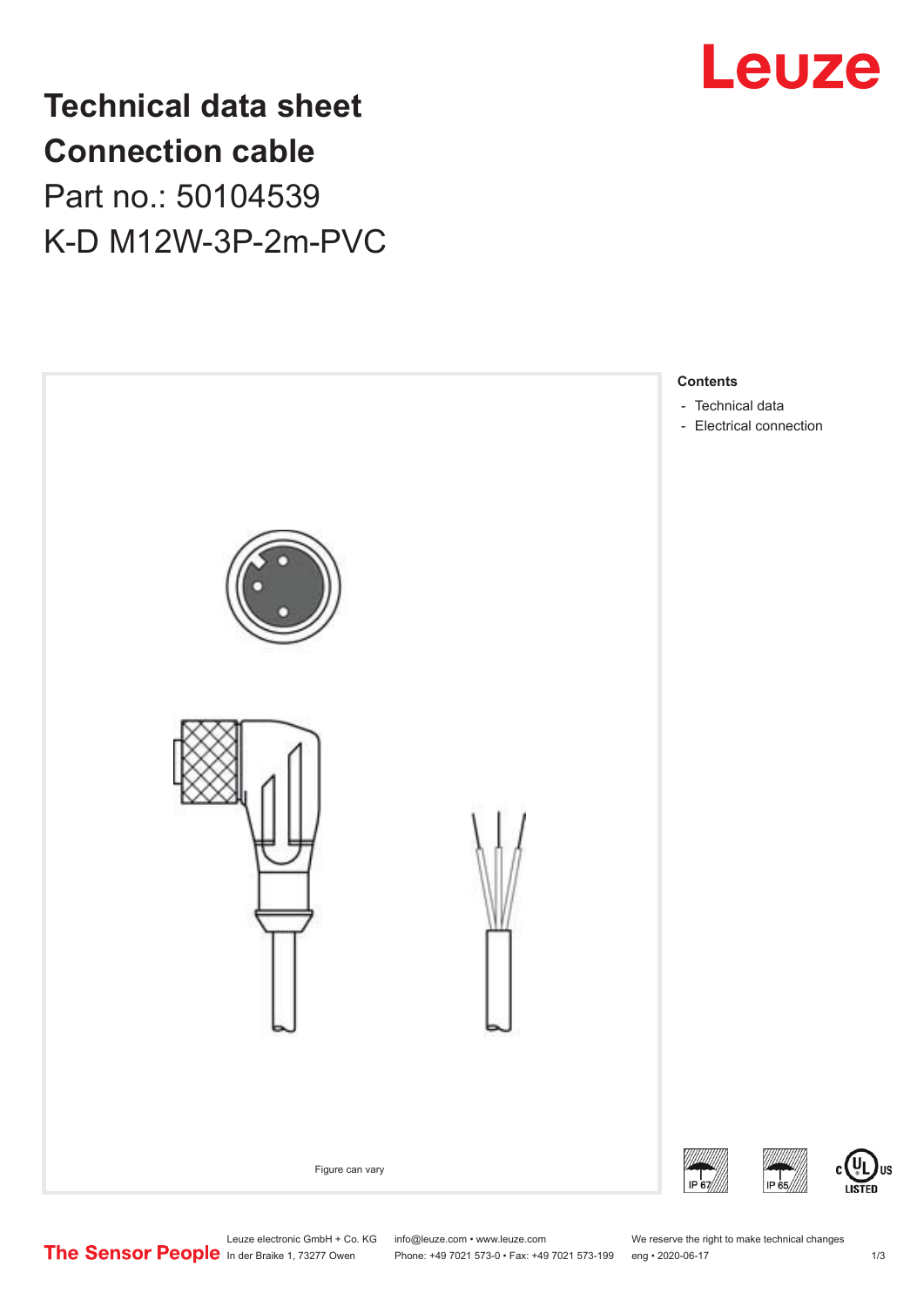# Technical data sheet
# Connection cable

Part no.: 50104539

K-D M12W-3P-2m-PVC

Leuze

Figure can vary

**Contents**

- Technical data
- Electrical connection

IP 67

IP 65

c UL US LISTED

The Sensor People

Leuze electronic GmbH + Co. KG
In der Braike 1, 73277 Owen

info@leuze.com • www.leuze.com
Phone: +49 7021 573-0 • Fax: +49 7021 573-199

We reserve the right to make technical changes
eng • 2020-06-17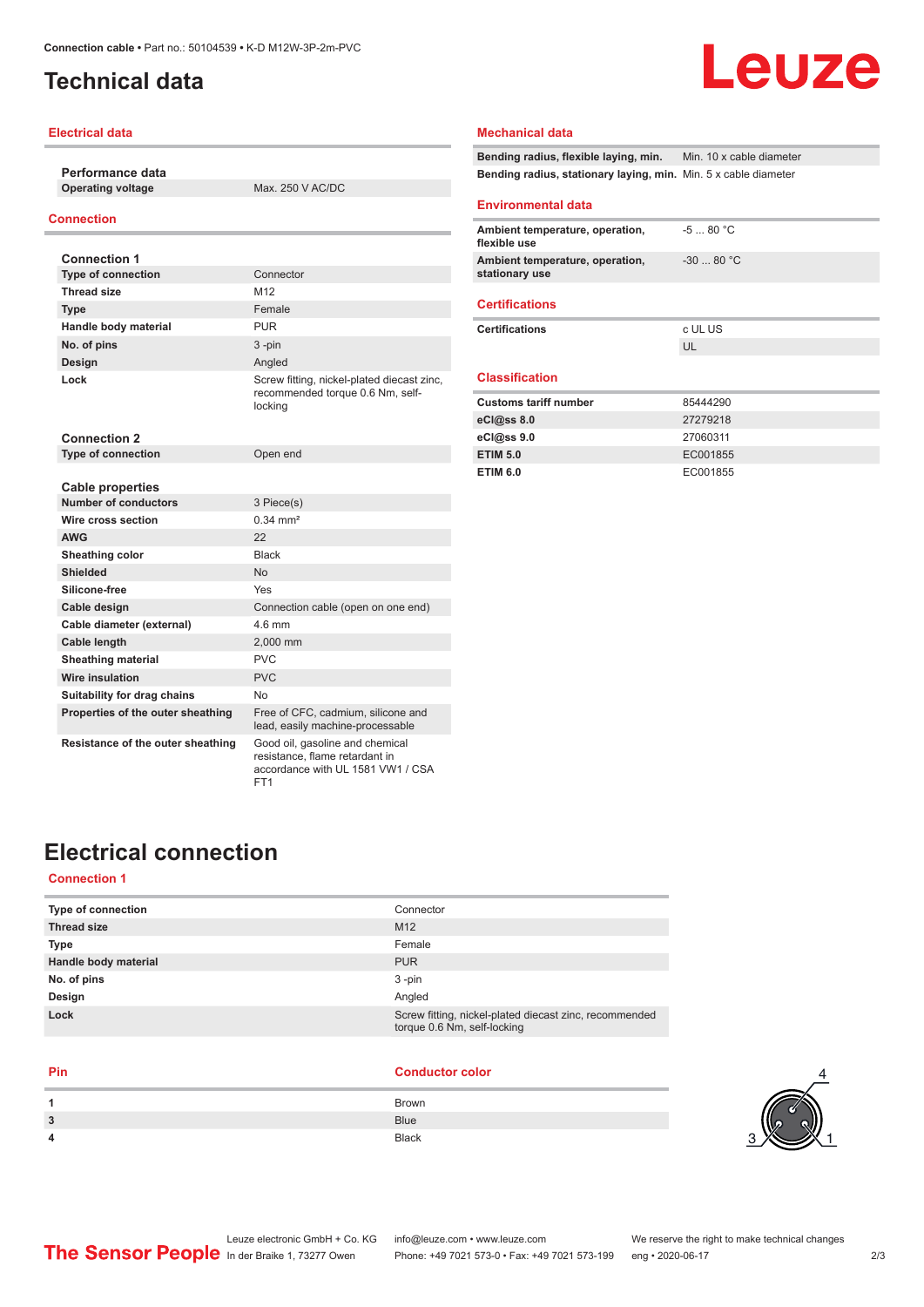Connection cable • Part no.: 50104539 • K-D M12W-3P-2m-PVC

# Technical data

## Electrical data

### Performance data

| | |
|---|---|
| Operating voltage | Max. 250 V AC/DC |

## Connection

### Connection 1

| | |
|---|---|
| Type of connection | Connector |
| Thread size | M12 |
| Type | Female |
| Handle body material | PUR |
| No. of pins | 3 -pin |
| Design | Angled |
| Lock | Screw fitting, nickel-plated diecast zinc, recommended torque 0.6 Nm, self-locking |

### Connection 2

| | |
|---|---|
| Type of connection | Open end |

### Cable properties

| | |
|---|---|
| Number of conductors | 3 Piece(s) |
| Wire cross section | 0.34 mm² |
| AWG | 22 |
| Sheathing color | Black |
| Shielded | No |
| Silicone-free | Yes |
| Cable design | Connection cable (open on one end) |
| Cable diameter (external) | 4.6 mm |
| Cable length | 2,000 mm |
| Sheathing material | PVC |
| Wire insulation | PVC |
| Suitability for drag chains | No |
| Properties of the outer sheathing | Free of CFC, cadmium, silicone and lead, easily machine-processable |
| Resistance of the outer sheathing | Good oil, gasoline and chemical resistance, flame retardant in accordance with UL 1581 VW1 / CSA FT1 |

## Mechanical data

| | |
|---|---|
| Bending radius, flexible laying, min. | Min. 10 x cable diameter |
| Bending radius, stationary laying, min. | Min. 5 x cable diameter |

## Environmental data

| | |
|---|---|
| Ambient temperature, operation, flexible use | -5 ... 80 °C |
| Ambient temperature, operation, stationary use | -30 ... 80 °C |

## Certifications

| | |
|---|---|
| Certifications | c UL US |
| | UL |

## Classification

| | |
|---|---|
| Customs tariff number | 85444290 |
| eCl@ss 8.0 | 27279218 |
| eCl@ss 9.0 | 27060311 |
| ETIM 5.0 | EC001855 |
| ETIM 6.0 | EC001855 |

# Electrical connection

## Connection 1

| | |
|---|---|
| Type of connection | Connector |
| Thread size | M12 |
| Type | Female |
| Handle body material | PUR |
| No. of pins | 3 -pin |
| Design | Angled |
| Lock | Screw fitting, nickel-plated diecast zinc, recommended torque 0.6 Nm, self-locking |

| Pin | Conductor color |
|---|---|
| 1 | Brown |
| 3 | Blue |
| 4 | Black |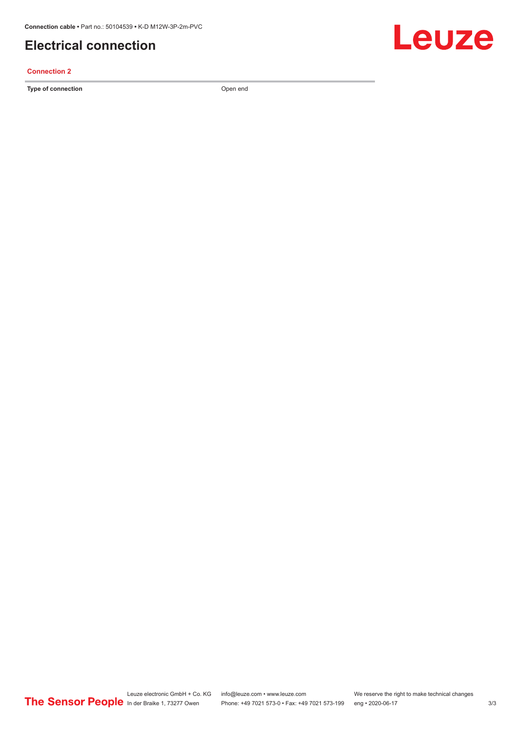# Electrical connection

## Connection 2

| | |
|---|---|
| **Type of connection** | Open end |